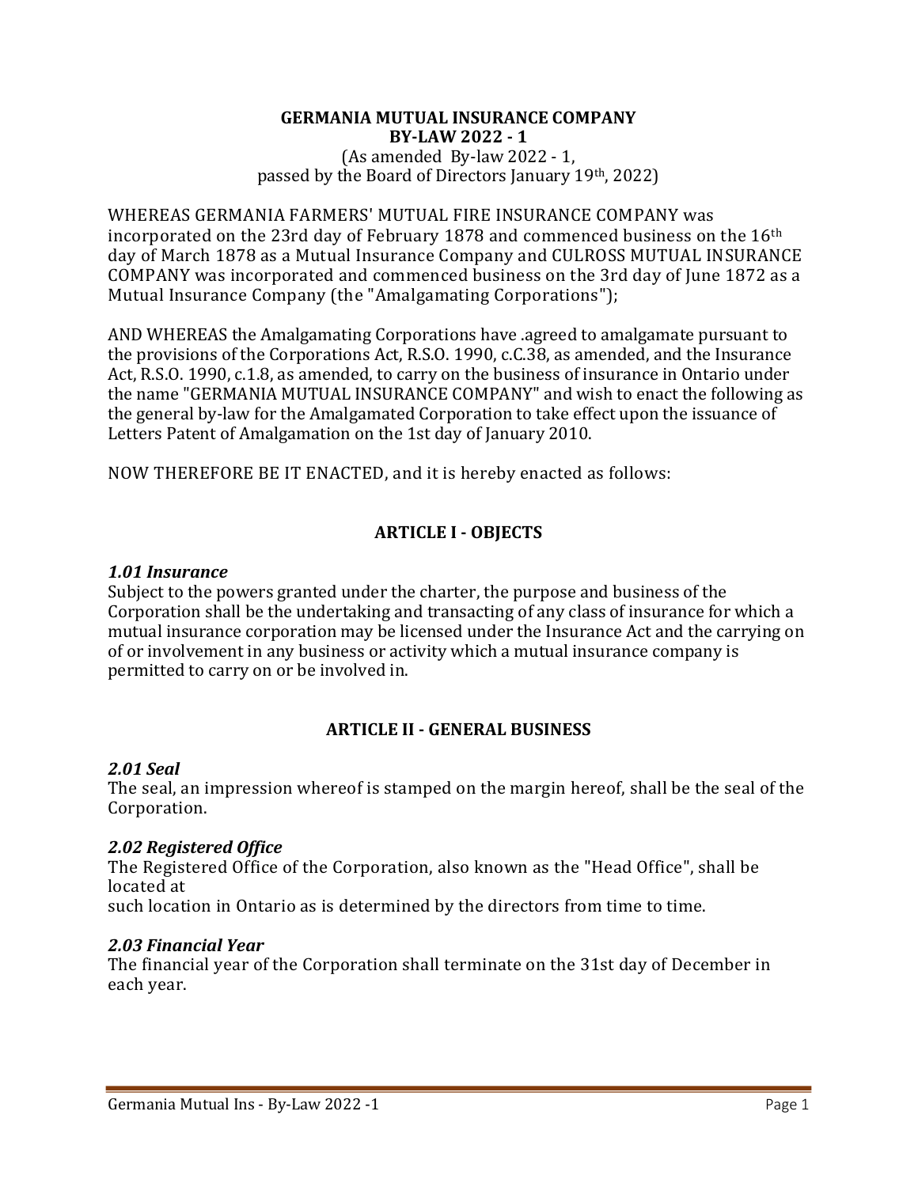# GERMANIA MUTUAL INSURANCE COMPANY
## BY-LAW 2022 - 1

(As amended By-law 2022 - 1,
passed by the Board of Directors January 19th, 2022)

WHEREAS GERMANIA FARMERS' MUTUAL FIRE INSURANCE COMPANY was incorporated on the 23rd day of February 1878 and commenced business on the 16th day of March 1878 as a Mutual Insurance Company and CULROSS MUTUAL INSURANCE COMPANY was incorporated and commenced business on the 3rd day of June 1872 as a Mutual Insurance Company (the "Amalgamating Corporations");

AND WHEREAS the Amalgamating Corporations have .agreed to amalgamate pursuant to the provisions of the Corporations Act, R.S.O. 1990, c.C.38, as amended, and the Insurance Act, R.S.O. 1990, c.1.8, as amended, to carry on the business of insurance in Ontario under the name "GERMANIA MUTUAL INSURANCE COMPANY" and wish to enact the following as the general by-law for the Amalgamated Corporation to take effect upon the issuance of Letters Patent of Amalgamation on the 1st day of January 2010.

NOW THEREFORE BE IT ENACTED, and it is hereby enacted as follows:

## ARTICLE I - OBJECTS

### *1.01 Insurance*

Subject to the powers granted under the charter, the purpose and business of the Corporation shall be the undertaking and transacting of any class of insurance for which a mutual insurance corporation may be licensed under the Insurance Act and the carrying on of or involvement in any business or activity which a mutual insurance company is permitted to carry on or be involved in.

## ARTICLE II - GENERAL BUSINESS

### *2.01 Seal*

The seal, an impression whereof is stamped on the margin hereof, shall be the seal of the Corporation.

### *2.02 Registered Office*

The Registered Office of the Corporation, also known as the "Head Office", shall be located at
such location in Ontario as is determined by the directors from time to time.

### *2.03 Financial Year*

The financial year of the Corporation shall terminate on the 31st day of December in each year.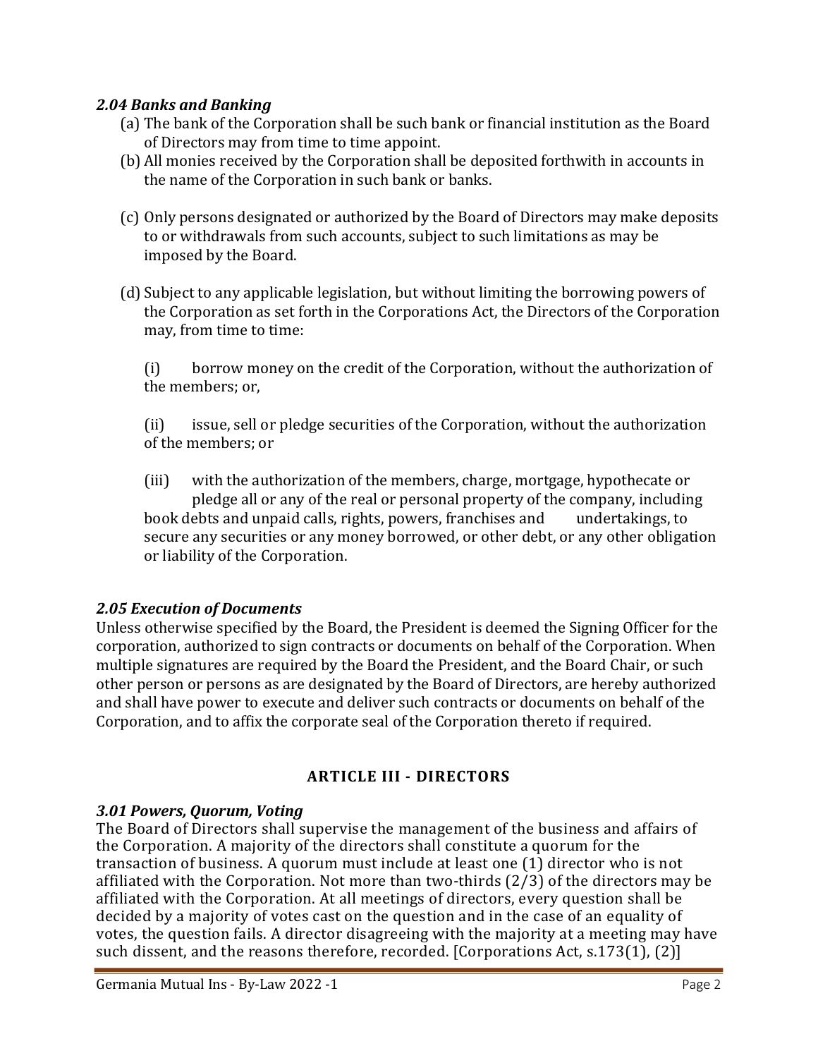### *2.04 Banks and Banking*

(a) The bank of the Corporation shall be such bank or financial institution as the Board of Directors may from time to time appoint.

(b) All monies received by the Corporation shall be deposited forthwith in accounts in the name of the Corporation in such bank or banks.

(c) Only persons designated or authorized by the Board of Directors may make deposits to or withdrawals from such accounts, subject to such limitations as may be imposed by the Board.

(d) Subject to any applicable legislation, but without limiting the borrowing powers of the Corporation as set forth in the Corporations Act, the Directors of the Corporation may, from time to time:

(i) borrow money on the credit of the Corporation, without the authorization of the members; or,

(ii) issue, sell or pledge securities of the Corporation, without the authorization of the members; or

(iii) with the authorization of the members, charge, mortgage, hypothecate or pledge all or any of the real or personal property of the company, including book debts and unpaid calls, rights, powers, franchises and undertakings, to secure any securities or any money borrowed, or other debt, or any other obligation or liability of the Corporation.

### *2.05 Execution of Documents*

Unless otherwise specified by the Board, the President is deemed the Signing Officer for the corporation, authorized to sign contracts or documents on behalf of the Corporation. When multiple signatures are required by the Board the President, and the Board Chair, or such other person or persons as are designated by the Board of Directors, are hereby authorized and shall have power to execute and deliver such contracts or documents on behalf of the Corporation, and to affix the corporate seal of the Corporation thereto if required.

## ARTICLE III - DIRECTORS

### *3.01 Powers, Quorum, Voting*

The Board of Directors shall supervise the management of the business and affairs of the Corporation. A majority of the directors shall constitute a quorum for the transaction of business. A quorum must include at least one (1) director who is not affiliated with the Corporation. Not more than two-thirds (2/3) of the directors may be affiliated with the Corporation. At all meetings of directors, every question shall be decided by a majority of votes cast on the question and in the case of an equality of votes, the question fails. A director disagreeing with the majority at a meeting may have such dissent, and the reasons therefore, recorded. [Corporations Act, s.173(1), (2)]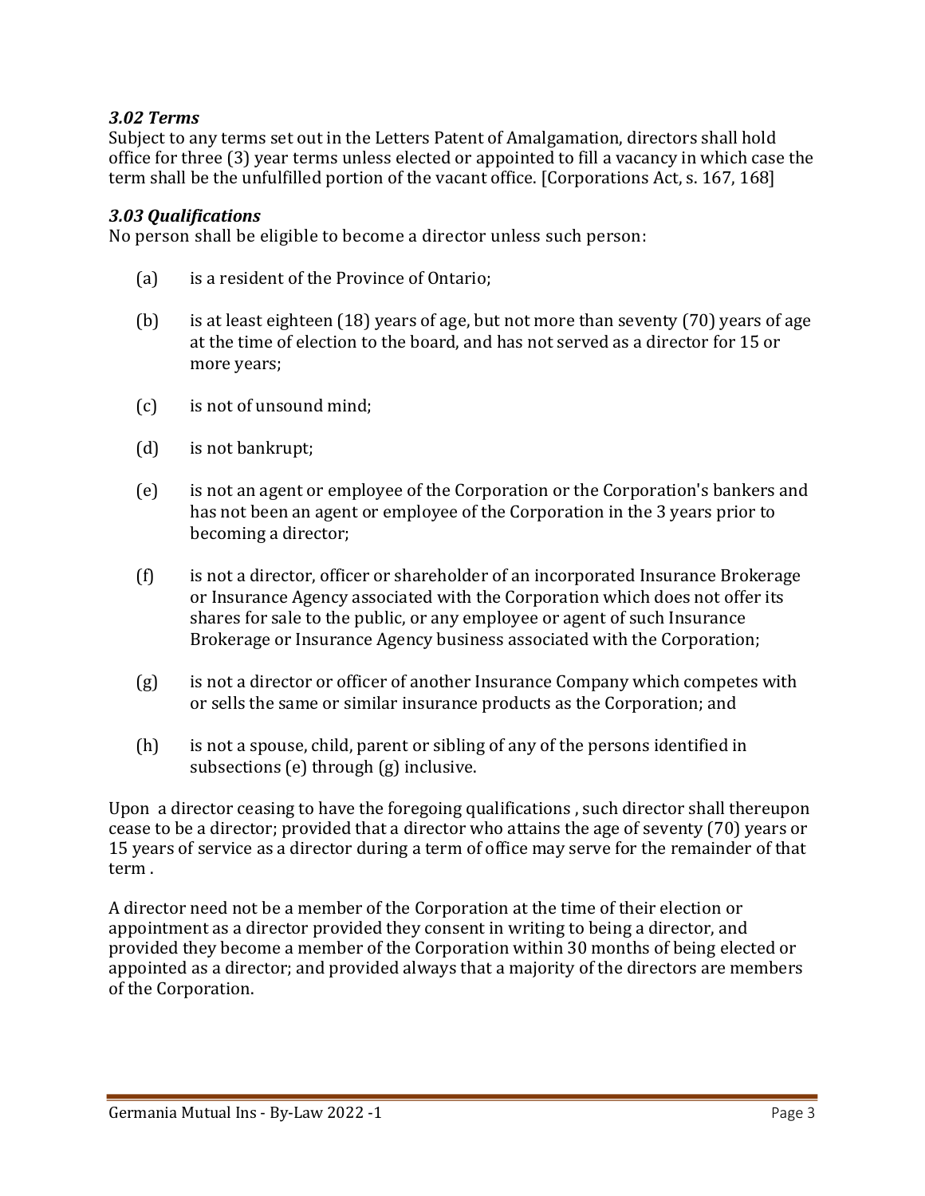### *3.02 Terms*

Subject to any terms set out in the Letters Patent of Amalgamation, directors shall hold office for three (3) year terms unless elected or appointed to fill a vacancy in which case the term shall be the unfulfilled portion of the vacant office. [Corporations Act, s. 167, 168]

### *3.03 Qualifications*

No person shall be eligible to become a director unless such person:

(a) is a resident of the Province of Ontario;

(b) is at least eighteen (18) years of age, but not more than seventy (70) years of age at the time of election to the board, and has not served as a director for 15 or more years;

(c) is not of unsound mind;

(d) is not bankrupt;

(e) is not an agent or employee of the Corporation or the Corporation's bankers and has not been an agent or employee of the Corporation in the 3 years prior to becoming a director;

(f) is not a director, officer or shareholder of an incorporated Insurance Brokerage or Insurance Agency associated with the Corporation which does not offer its shares for sale to the public, or any employee or agent of such Insurance Brokerage or Insurance Agency business associated with the Corporation;

(g) is not a director or officer of another Insurance Company which competes with or sells the same or similar insurance products as the Corporation; and

(h) is not a spouse, child, parent or sibling of any of the persons identified in subsections (e) through (g) inclusive.

Upon a director ceasing to have the foregoing qualifications , such director shall thereupon cease to be a director; provided that a director who attains the age of seventy (70) years or 15 years of service as a director during a term of office may serve for the remainder of that term .

A director need not be a member of the Corporation at the time of their election or appointment as a director provided they consent in writing to being a director, and provided they become a member of the Corporation within 30 months of being elected or appointed as a director; and provided always that a majority of the directors are members of the Corporation.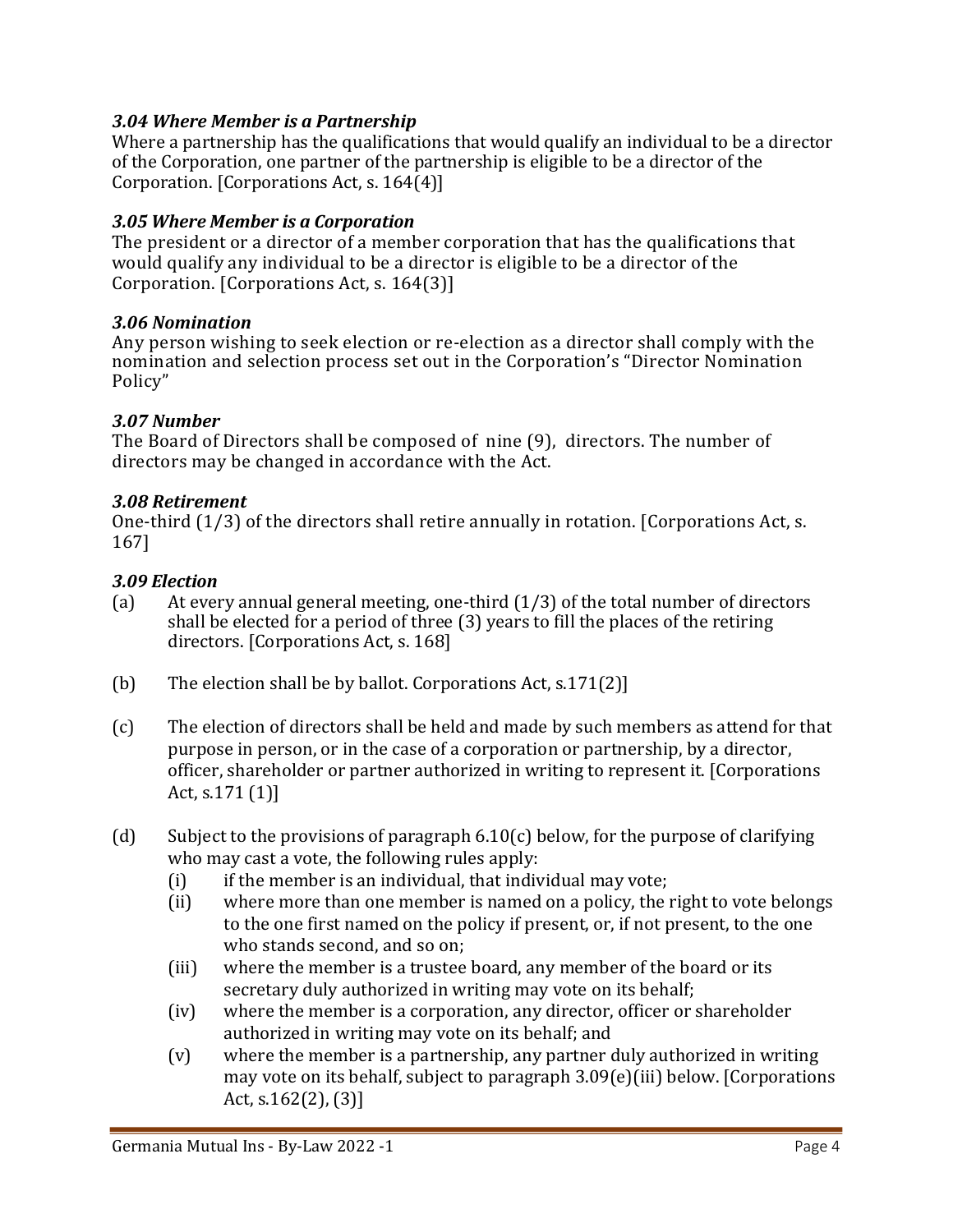### *3.04 Where Member is a Partnership*

Where a partnership has the qualifications that would qualify an individual to be a director of the Corporation, one partner of the partnership is eligible to be a director of the Corporation. [Corporations Act, s. 164(4)]

### *3.05 Where Member is a Corporation*

The president or a director of a member corporation that has the qualifications that would qualify any individual to be a director is eligible to be a director of the Corporation. [Corporations Act, s. 164(3)]

### *3.06 Nomination*

Any person wishing to seek election or re-election as a director shall comply with the nomination and selection process set out in the Corporation's "Director Nomination Policy"

### *3.07 Number*

The Board of Directors shall be composed of nine (9), directors. The number of directors may be changed in accordance with the Act.

### *3.08 Retirement*

One-third (1/3) of the directors shall retire annually in rotation. [Corporations Act, s. 167]

### *3.09 Election*

(a) At every annual general meeting, one-third (1/3) of the total number of directors shall be elected for a period of three (3) years to fill the places of the retiring directors. [Corporations Act, s. 168]

(b) The election shall be by ballot. Corporations Act, s.171(2)]

(c) The election of directors shall be held and made by such members as attend for that purpose in person, or in the case of a corporation or partnership, by a director, officer, shareholder or partner authorized in writing to represent it. [Corporations Act, s.171 (1)]

(d) Subject to the provisions of paragraph 6.10(c) below, for the purpose of clarifying who may cast a vote, the following rules apply:
   - (i) if the member is an individual, that individual may vote;
   - (ii) where more than one member is named on a policy, the right to vote belongs to the one first named on the policy if present, or, if not present, to the one who stands second, and so on;
   - (iii) where the member is a trustee board, any member of the board or its secretary duly authorized in writing may vote on its behalf;
   - (iv) where the member is a corporation, any director, officer or shareholder authorized in writing may vote on its behalf; and
   - (v) where the member is a partnership, any partner duly authorized in writing may vote on its behalf, subject to paragraph 3.09(e)(iii) below. [Corporations Act, s.162(2), (3)]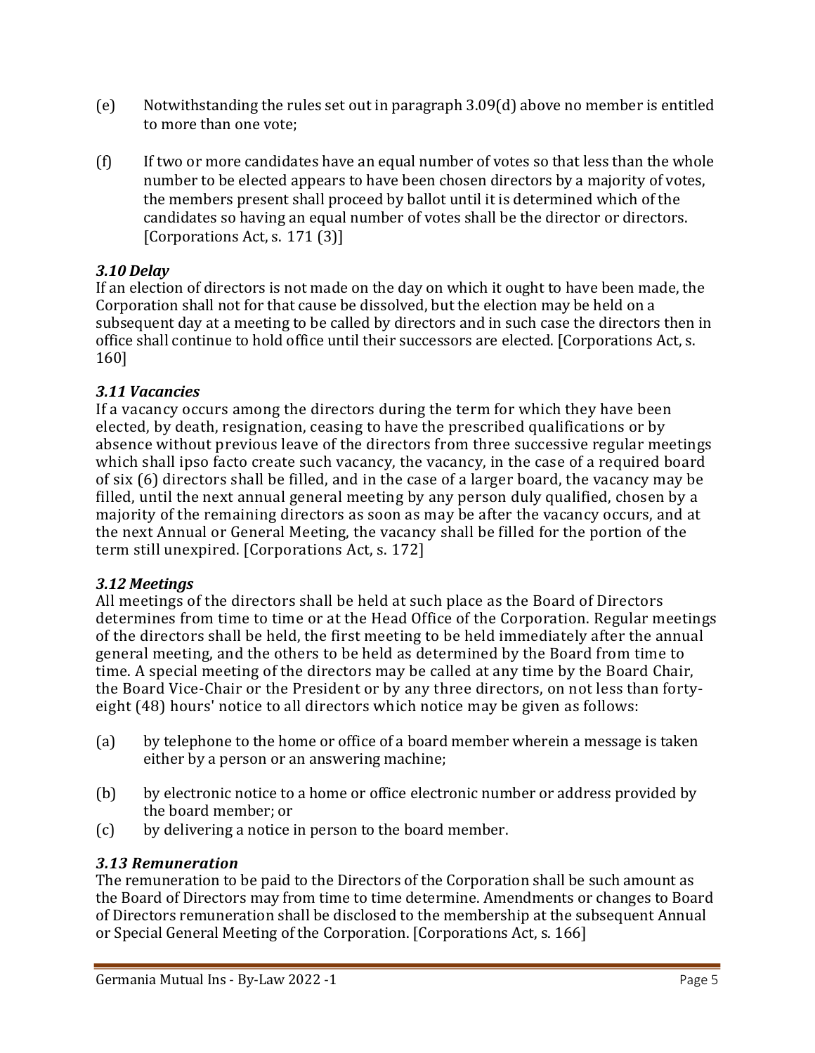(e) Notwithstanding the rules set out in paragraph 3.09(d) above no member is entitled to more than one vote;

(f) If two or more candidates have an equal number of votes so that less than the whole number to be elected appears to have been chosen directors by a majority of votes, the members present shall proceed by ballot until it is determined which of the candidates so having an equal number of votes shall be the director or directors. [Corporations Act, s. 171 (3)]

***3.10 Delay***

If an election of directors is not made on the day on which it ought to have been made, the Corporation shall not for that cause be dissolved, but the election may be held on a subsequent day at a meeting to be called by directors and in such case the directors then in office shall continue to hold office until their successors are elected. [Corporations Act, s. 160]

***3.11 Vacancies***

If a vacancy occurs among the directors during the term for which they have been elected, by death, resignation, ceasing to have the prescribed qualifications or by absence without previous leave of the directors from three successive regular meetings which shall ipso facto create such vacancy, the vacancy, in the case of a required board of six (6) directors shall be filled, and in the case of a larger board, the vacancy may be filled, until the next annual general meeting by any person duly qualified, chosen by a majority of the remaining directors as soon as may be after the vacancy occurs, and at the next Annual or General Meeting, the vacancy shall be filled for the portion of the term still unexpired. [Corporations Act, s. 172]

***3.12 Meetings***

All meetings of the directors shall be held at such place as the Board of Directors determines from time to time or at the Head Office of the Corporation. Regular meetings of the directors shall be held, the first meeting to be held immediately after the annual general meeting, and the others to be held as determined by the Board from time to time. A special meeting of the directors may be called at any time by the Board Chair, the Board Vice-Chair or the President or by any three directors, on not less than forty-eight (48) hours' notice to all directors which notice may be given as follows:

(a) by telephone to the home or office of a board member wherein a message is taken either by a person or an answering machine;

(b) by electronic notice to a home or office electronic number or address provided by the board member; or

(c) by delivering a notice in person to the board member.

***3.13 Remuneration***

The remuneration to be paid to the Directors of the Corporation shall be such amount as the Board of Directors may from time to time determine. Amendments or changes to Board of Directors remuneration shall be disclosed to the membership at the subsequent Annual or Special General Meeting of the Corporation. [Corporations Act, s. 166]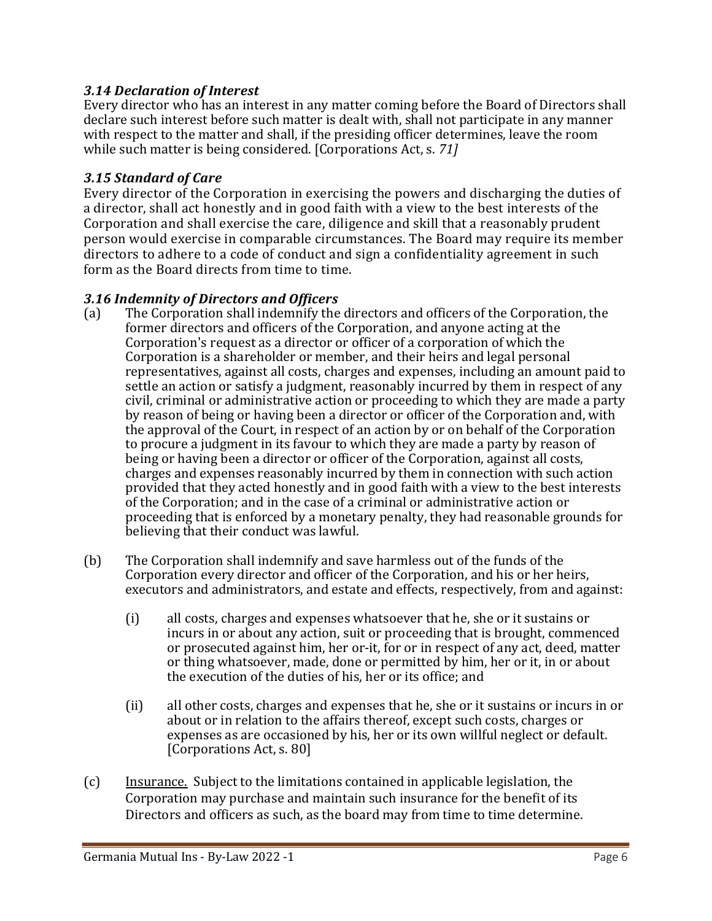### *3.14 Declaration of Interest*

Every director who has an interest in any matter coming before the Board of Directors shall declare such interest before such matter is dealt with, shall not participate in any manner with respect to the matter and shall, if the presiding officer determines, leave the room while such matter is being considered. [Corporations Act, s. *71]*

### *3.15 Standard of Care*

Every director of the Corporation in exercising the powers and discharging the duties of a director, shall act honestly and in good faith with a view to the best interests of the Corporation and shall exercise the care, diligence and skill that a reasonably prudent person would exercise in comparable circumstances. The Board may require its member directors to adhere to a code of conduct and sign a confidentiality agreement in such form as the Board directs from time to time.

### *3.16 Indemnity of Directors and Officers*

(a) The Corporation shall indemnify the directors and officers of the Corporation, the former directors and officers of the Corporation, and anyone acting at the Corporation's request as a director or officer of a corporation of which the Corporation is a shareholder or member, and their heirs and legal personal representatives, against all costs, charges and expenses, including an amount paid to settle an action or satisfy a judgment, reasonably incurred by them in respect of any civil, criminal or administrative action or proceeding to which they are made a party by reason of being or having been a director or officer of the Corporation and, with the approval of the Court, in respect of an action by or on behalf of the Corporation to procure a judgment in its favour to which they are made a party by reason of being or having been a director or officer of the Corporation, against all costs, charges and expenses reasonably incurred by them in connection with such action provided that they acted honestly and in good faith with a view to the best interests of the Corporation; and in the case of a criminal or administrative action or proceeding that is enforced by a monetary penalty, they had reasonable grounds for believing that their conduct was lawful.

(b) The Corporation shall indemnify and save harmless out of the funds of the Corporation every director and officer of the Corporation, and his or her heirs, executors and administrators, and estate and effects, respectively, from and against:

(i) all costs, charges and expenses whatsoever that he, she or it sustains or incurs in or about any action, suit or proceeding that is brought, commenced or prosecuted against him, her or-it, for or in respect of any act, deed, matter or thing whatsoever, made, done or permitted by him, her or it, in or about the execution of the duties of his, her or its office; and

(ii) all other costs, charges and expenses that he, she or it sustains or incurs in or about or in relation to the affairs thereof, except such costs, charges or expenses as are occasioned by his, her or its own willful neglect or default. [Corporations Act, s. 80]

(c) Insurance. Subject to the limitations contained in applicable legislation, the Corporation may purchase and maintain such insurance for the benefit of its Directors and officers as such, as the board may from time to time determine.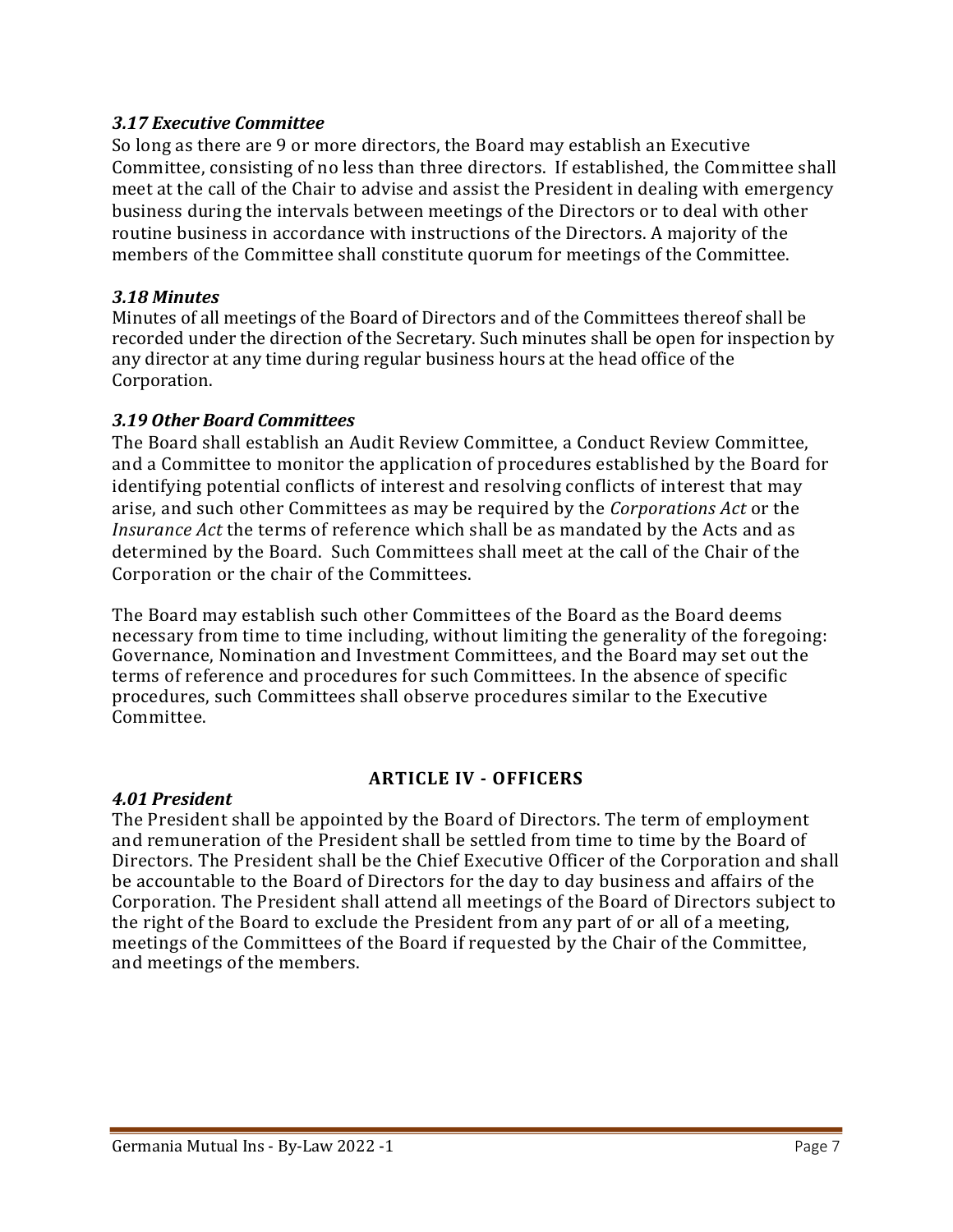### *3.17 Executive Committee*

So long as there are 9 or more directors, the Board may establish an Executive Committee, consisting of no less than three directors. If established, the Committee shall meet at the call of the Chair to advise and assist the President in dealing with emergency business during the intervals between meetings of the Directors or to deal with other routine business in accordance with instructions of the Directors. A majority of the members of the Committee shall constitute quorum for meetings of the Committee.

### *3.18 Minutes*

Minutes of all meetings of the Board of Directors and of the Committees thereof shall be recorded under the direction of the Secretary. Such minutes shall be open for inspection by any director at any time during regular business hours at the head office of the Corporation.

### *3.19 Other Board Committees*

The Board shall establish an Audit Review Committee, a Conduct Review Committee, and a Committee to monitor the application of procedures established by the Board for identifying potential conflicts of interest and resolving conflicts of interest that may arise, and such other Committees as may be required by the *Corporations Act* or the *Insurance Act* the terms of reference which shall be as mandated by the Acts and as determined by the Board. Such Committees shall meet at the call of the Chair of the Corporation or the chair of the Committees.

The Board may establish such other Committees of the Board as the Board deems necessary from time to time including, without limiting the generality of the foregoing: Governance, Nomination and Investment Committees, and the Board may set out the terms of reference and procedures for such Committees. In the absence of specific procedures, such Committees shall observe procedures similar to the Executive Committee.

## ARTICLE IV - OFFICERS

### *4.01 President*

The President shall be appointed by the Board of Directors. The term of employment and remuneration of the President shall be settled from time to time by the Board of Directors. The President shall be the Chief Executive Officer of the Corporation and shall be accountable to the Board of Directors for the day to day business and affairs of the Corporation. The President shall attend all meetings of the Board of Directors subject to the right of the Board to exclude the President from any part of or all of a meeting, meetings of the Committees of the Board if requested by the Chair of the Committee, and meetings of the members.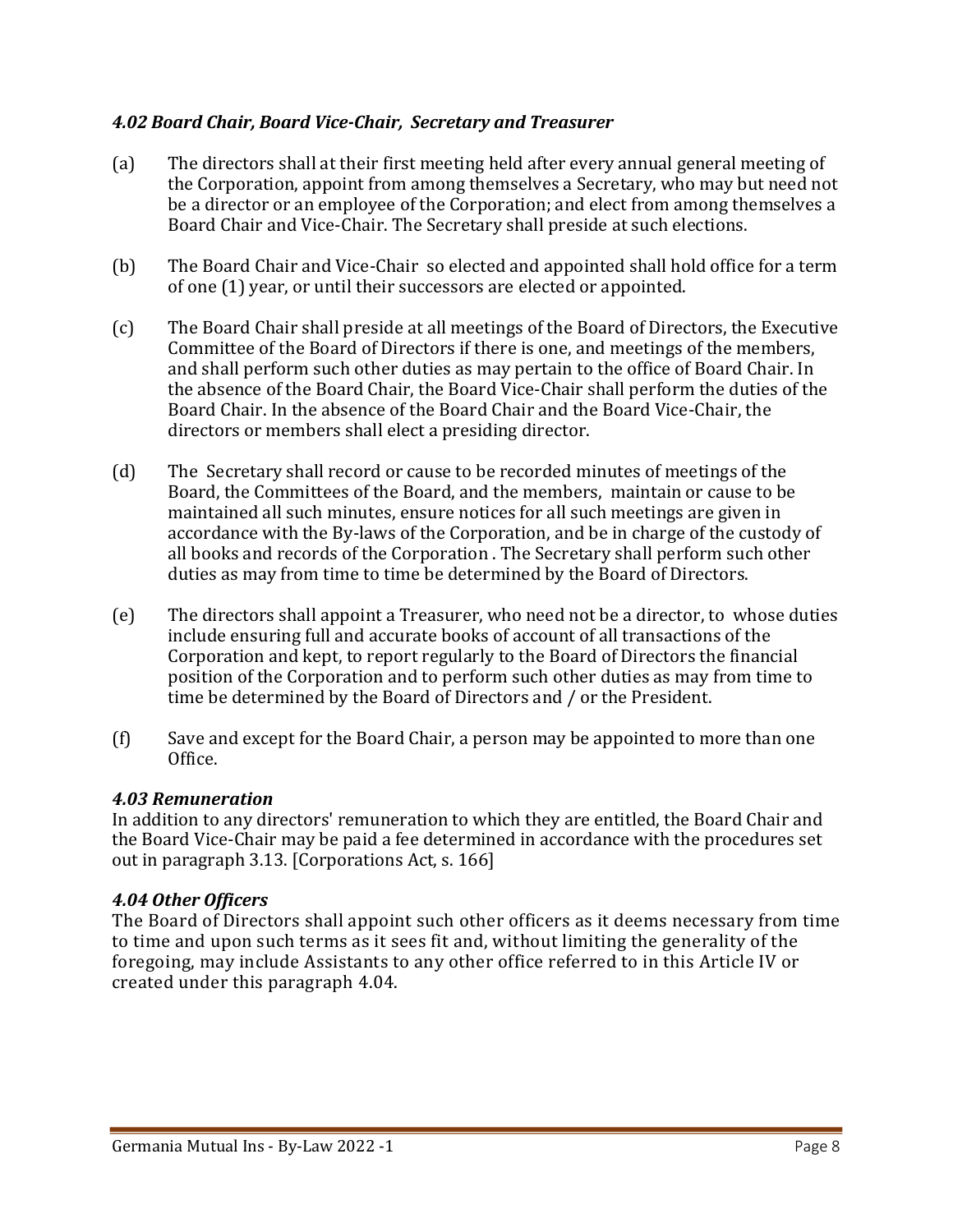### *4.02 Board Chair, Board Vice-Chair, Secretary and Treasurer*

(a) The directors shall at their first meeting held after every annual general meeting of the Corporation, appoint from among themselves a Secretary, who may but need not be a director or an employee of the Corporation; and elect from among themselves a Board Chair and Vice-Chair. The Secretary shall preside at such elections.

(b) The Board Chair and Vice-Chair so elected and appointed shall hold office for a term of one (1) year, or until their successors are elected or appointed.

(c) The Board Chair shall preside at all meetings of the Board of Directors, the Executive Committee of the Board of Directors if there is one, and meetings of the members, and shall perform such other duties as may pertain to the office of Board Chair. In the absence of the Board Chair, the Board Vice-Chair shall perform the duties of the Board Chair. In the absence of the Board Chair and the Board Vice-Chair, the directors or members shall elect a presiding director.

(d) The Secretary shall record or cause to be recorded minutes of meetings of the Board, the Committees of the Board, and the members, maintain or cause to be maintained all such minutes, ensure notices for all such meetings are given in accordance with the By-laws of the Corporation, and be in charge of the custody of all books and records of the Corporation . The Secretary shall perform such other duties as may from time to time be determined by the Board of Directors.

(e) The directors shall appoint a Treasurer, who need not be a director, to whose duties include ensuring full and accurate books of account of all transactions of the Corporation and kept, to report regularly to the Board of Directors the financial position of the Corporation and to perform such other duties as may from time to time be determined by the Board of Directors and / or the President.

(f) Save and except for the Board Chair, a person may be appointed to more than one Office.

### *4.03 Remuneration*

In addition to any directors' remuneration to which they are entitled, the Board Chair and the Board Vice-Chair may be paid a fee determined in accordance with the procedures set out in paragraph 3.13. [Corporations Act, s. 166]

### *4.04 Other Officers*

The Board of Directors shall appoint such other officers as it deems necessary from time to time and upon such terms as it sees fit and, without limiting the generality of the foregoing, may include Assistants to any other office referred to in this Article IV or created under this paragraph 4.04.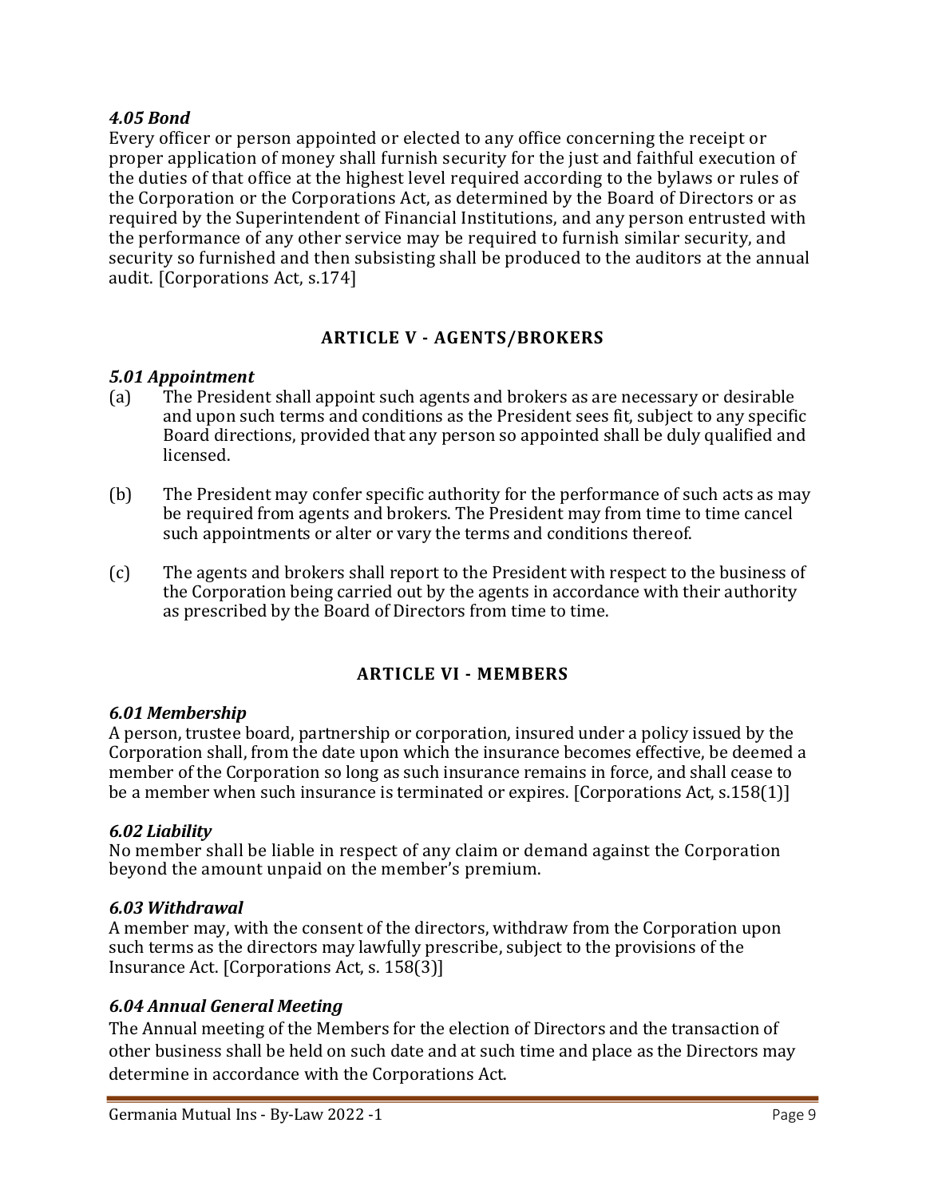### *4.05 Bond*

Every officer or person appointed or elected to any office concerning the receipt or proper application of money shall furnish security for the just and faithful execution of the duties of that office at the highest level required according to the bylaws or rules of the Corporation or the Corporations Act, as determined by the Board of Directors or as required by the Superintendent of Financial Institutions, and any person entrusted with the performance of any other service may be required to furnish similar security, and security so furnished and then subsisting shall be produced to the auditors at the annual audit. [Corporations Act, s.174]

## ARTICLE V - AGENTS/BROKERS

### *5.01 Appointment*

(a) The President shall appoint such agents and brokers as are necessary or desirable and upon such terms and conditions as the President sees fit, subject to any specific Board directions, provided that any person so appointed shall be duly qualified and licensed.

(b) The President may confer specific authority for the performance of such acts as may be required from agents and brokers. The President may from time to time cancel such appointments or alter or vary the terms and conditions thereof.

(c) The agents and brokers shall report to the President with respect to the business of the Corporation being carried out by the agents in accordance with their authority as prescribed by the Board of Directors from time to time.

## ARTICLE VI - MEMBERS

### *6.01 Membership*

A person, trustee board, partnership or corporation, insured under a policy issued by the Corporation shall, from the date upon which the insurance becomes effective, be deemed a member of the Corporation so long as such insurance remains in force, and shall cease to be a member when such insurance is terminated or expires. [Corporations Act, s.158(1)]

### *6.02 Liability*

No member shall be liable in respect of any claim or demand against the Corporation beyond the amount unpaid on the member's premium.

### *6.03 Withdrawal*

A member may, with the consent of the directors, withdraw from the Corporation upon such terms as the directors may lawfully prescribe, subject to the provisions of the Insurance Act. [Corporations Act, s. 158(3)]

### *6.04 Annual General Meeting*

The Annual meeting of the Members for the election of Directors and the transaction of other business shall be held on such date and at such time and place as the Directors may determine in accordance with the Corporations Act.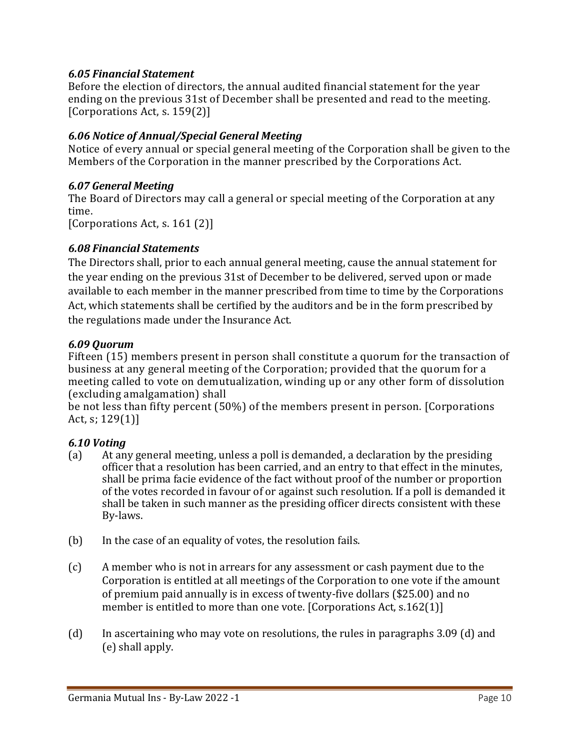### *6.05 Financial Statement*

Before the election of directors, the annual audited financial statement for the year ending on the previous 31st of December shall be presented and read to the meeting. [Corporations Act, s. 159(2)]

### *6.06 Notice of Annual/Special General Meeting*

Notice of every annual or special general meeting of the Corporation shall be given to the Members of the Corporation in the manner prescribed by the Corporations Act.

### *6.07 General Meeting*

The Board of Directors may call a general or special meeting of the Corporation at any time.
[Corporations Act, s. 161 (2)]

### *6.08 Financial Statements*

The Directors shall, prior to each annual general meeting, cause the annual statement for the year ending on the previous 31st of December to be delivered, served upon or made available to each member in the manner prescribed from time to time by the Corporations Act, which statements shall be certified by the auditors and be in the form prescribed by the regulations made under the Insurance Act.

### *6.09 Quorum*

Fifteen (15) members present in person shall constitute a quorum for the transaction of business at any general meeting of the Corporation; provided that the quorum for a meeting called to vote on demutualization, winding up or any other form of dissolution (excluding amalgamation) shall
be not less than fifty percent (50%) of the members present in person. [Corporations Act, s; 129(1)]

### *6.10 Voting*

(a) At any general meeting, unless a poll is demanded, a declaration by the presiding officer that a resolution has been carried, and an entry to that effect in the minutes, shall be prima facie evidence of the fact without proof of the number or proportion of the votes recorded in favour of or against such resolution. If a poll is demanded it shall be taken in such manner as the presiding officer directs consistent with these By-laws.

(b) In the case of an equality of votes, the resolution fails.

(c) A member who is not in arrears for any assessment or cash payment due to the Corporation is entitled at all meetings of the Corporation to one vote if the amount of premium paid annually is in excess of twenty-five dollars ($25.00) and no member is entitled to more than one vote. [Corporations Act, s.162(1)]

(d) In ascertaining who may vote on resolutions, the rules in paragraphs 3.09 (d) and (e) shall apply.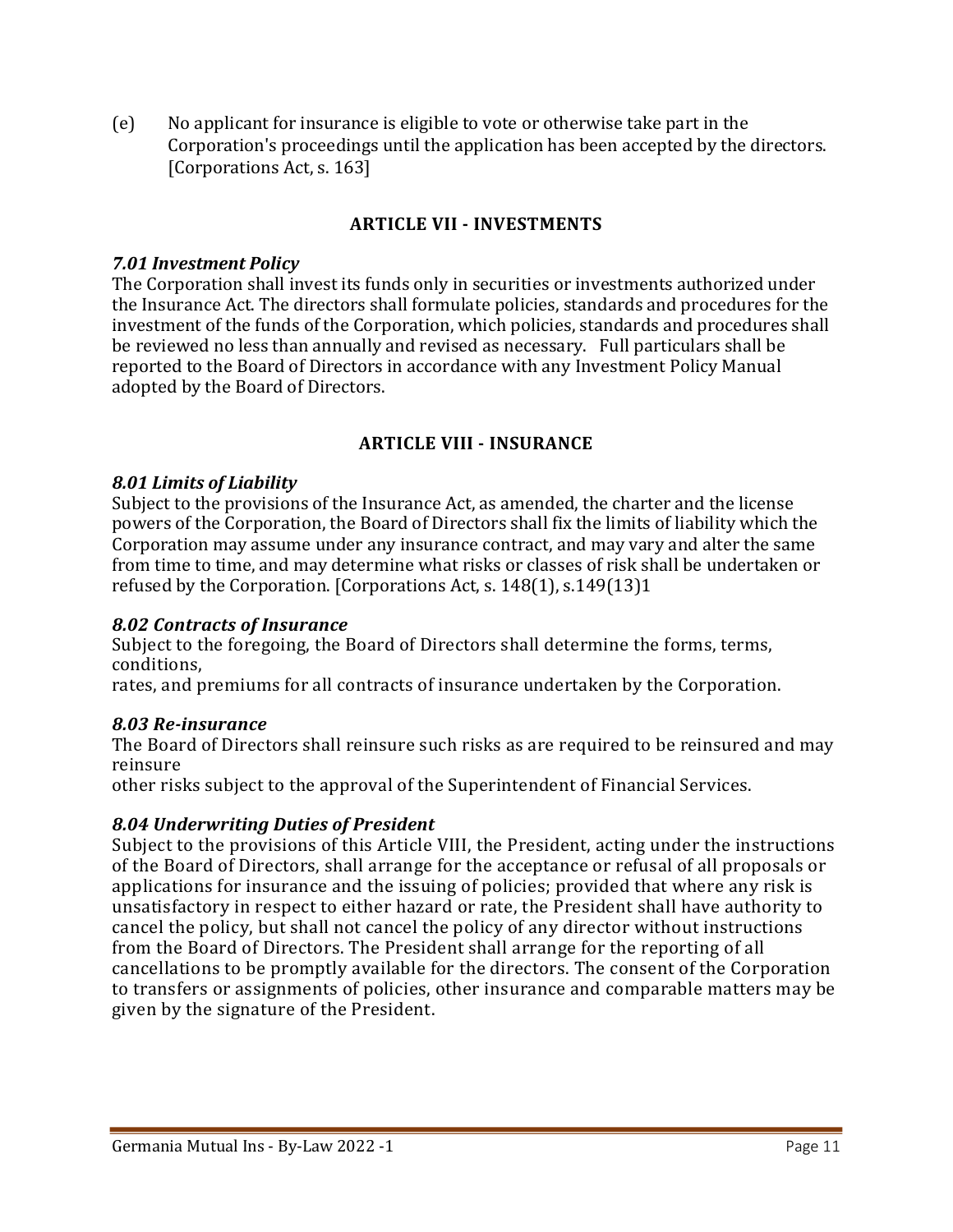(e) No applicant for insurance is eligible to vote or otherwise take part in the Corporation's proceedings until the application has been accepted by the directors. [Corporations Act, s. 163]

## ARTICLE VII - INVESTMENTS

***7.01 Investment Policy***

The Corporation shall invest its funds only in securities or investments authorized under the Insurance Act. The directors shall formulate policies, standards and procedures for the investment of the funds of the Corporation, which policies, standards and procedures shall be reviewed no less than annually and revised as necessary. Full particulars shall be reported to the Board of Directors in accordance with any Investment Policy Manual adopted by the Board of Directors.

## ARTICLE VIII - INSURANCE

***8.01 Limits of Liability***

Subject to the provisions of the Insurance Act, as amended, the charter and the license powers of the Corporation, the Board of Directors shall fix the limits of liability which the Corporation may assume under any insurance contract, and may vary and alter the same from time to time, and may determine what risks or classes of risk shall be undertaken or refused by the Corporation. [Corporations Act, s. 148(1), s.149(13)1

***8.02 Contracts of Insurance***

Subject to the foregoing, the Board of Directors shall determine the forms, terms, conditions,
rates, and premiums for all contracts of insurance undertaken by the Corporation.

***8.03 Re-insurance***

The Board of Directors shall reinsure such risks as are required to be reinsured and may reinsure
other risks subject to the approval of the Superintendent of Financial Services.

***8.04 Underwriting Duties of President***

Subject to the provisions of this Article VIII, the President, acting under the instructions of the Board of Directors, shall arrange for the acceptance or refusal of all proposals or applications for insurance and the issuing of policies; provided that where any risk is unsatisfactory in respect to either hazard or rate, the President shall have authority to cancel the policy, but shall not cancel the policy of any director without instructions from the Board of Directors. The President shall arrange for the reporting of all cancellations to be promptly available for the directors. The consent of the Corporation to transfers or assignments of policies, other insurance and comparable matters may be given by the signature of the President.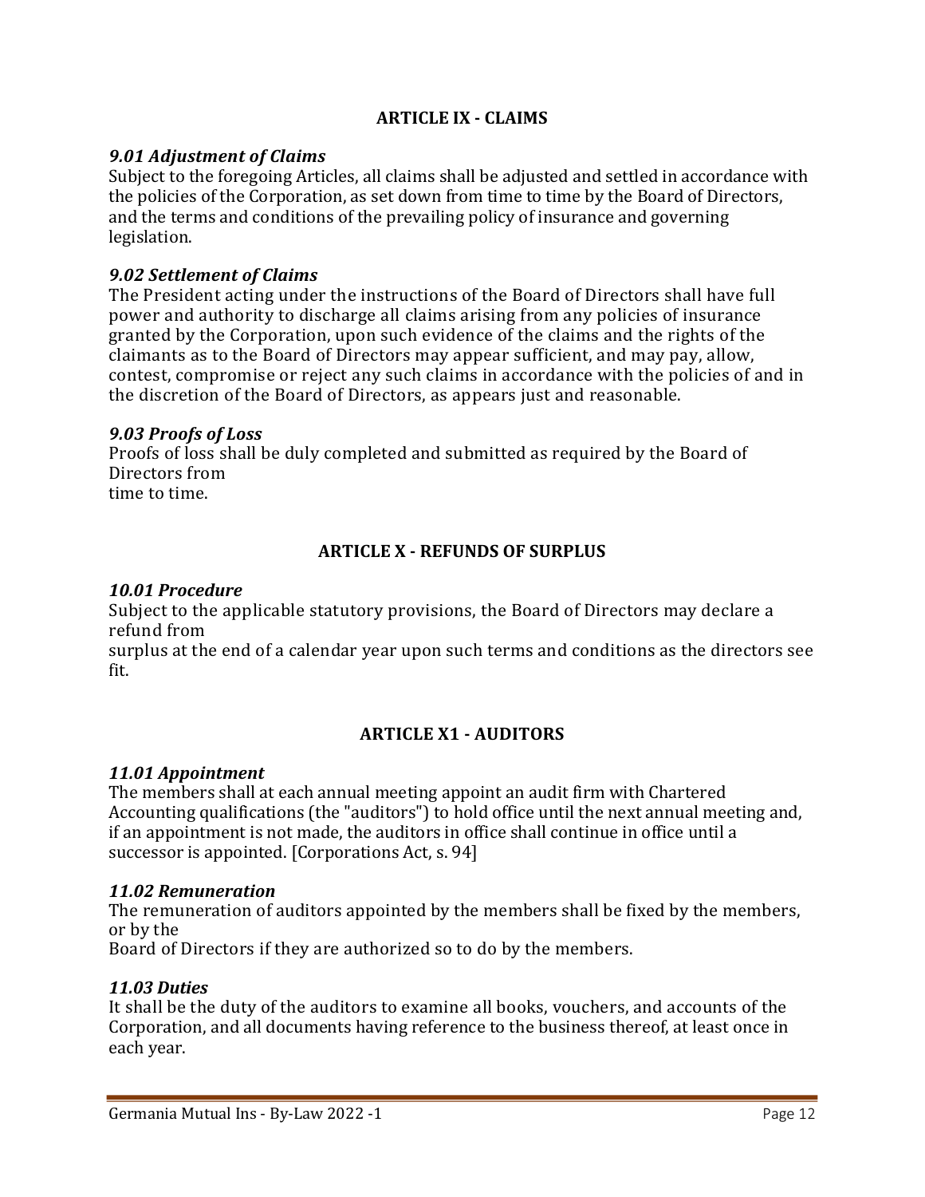## ARTICLE IX - CLAIMS

### *9.01 Adjustment of Claims*

Subject to the foregoing Articles, all claims shall be adjusted and settled in accordance with the policies of the Corporation, as set down from time to time by the Board of Directors, and the terms and conditions of the prevailing policy of insurance and governing legislation.

### *9.02 Settlement of Claims*

The President acting under the instructions of the Board of Directors shall have full power and authority to discharge all claims arising from any policies of insurance granted by the Corporation, upon such evidence of the claims and the rights of the claimants as to the Board of Directors may appear sufficient, and may pay, allow, contest, compromise or reject any such claims in accordance with the policies of and in the discretion of the Board of Directors, as appears just and reasonable.

### *9.03 Proofs of Loss*

Proofs of loss shall be duly completed and submitted as required by the Board of Directors from time to time.

## ARTICLE X - REFUNDS OF SURPLUS

### *10.01 Procedure*

Subject to the applicable statutory provisions, the Board of Directors may declare a refund from surplus at the end of a calendar year upon such terms and conditions as the directors see fit.

## ARTICLE X1 - AUDITORS

### *11.01 Appointment*

The members shall at each annual meeting appoint an audit firm with Chartered Accounting qualifications (the "auditors") to hold office until the next annual meeting and, if an appointment is not made, the auditors in office shall continue in office until a successor is appointed. [Corporations Act, s. 94]

### *11.02 Remuneration*

The remuneration of auditors appointed by the members shall be fixed by the members, or by the Board of Directors if they are authorized so to do by the members.

### *11.03 Duties*

It shall be the duty of the auditors to examine all books, vouchers, and accounts of the Corporation, and all documents having reference to the business thereof, at least once in each year.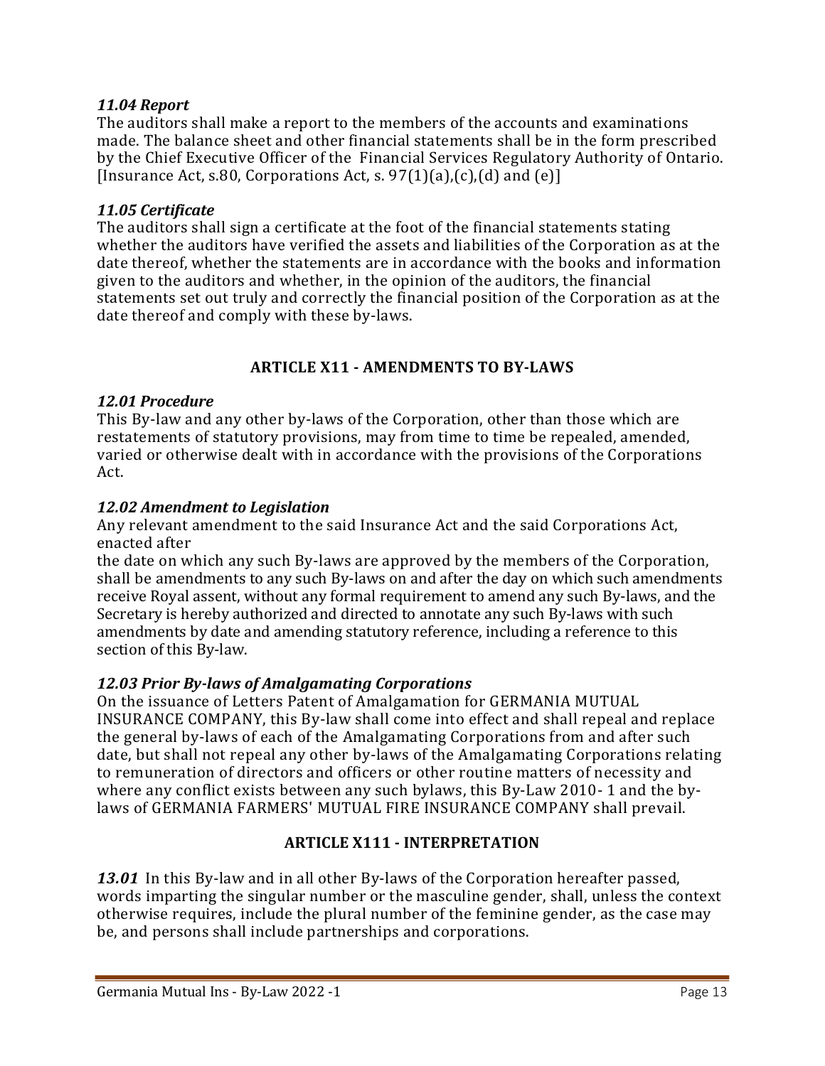### *11.04 Report*

The auditors shall make a report to the members of the accounts and examinations made. The balance sheet and other financial statements shall be in the form prescribed by the Chief Executive Officer of the Financial Services Regulatory Authority of Ontario. [Insurance Act, s.80, Corporations Act, s. 97(1)(a),(c),(d) and (e)]

### *11.05 Certificate*

The auditors shall sign a certificate at the foot of the financial statements stating whether the auditors have verified the assets and liabilities of the Corporation as at the date thereof, whether the statements are in accordance with the books and information given to the auditors and whether, in the opinion of the auditors, the financial statements set out truly and correctly the financial position of the Corporation as at the date thereof and comply with these by-laws.

## ARTICLE X11 - AMENDMENTS TO BY-LAWS

### *12.01 Procedure*

This By-law and any other by-laws of the Corporation, other than those which are restatements of statutory provisions, may from time to time be repealed, amended, varied or otherwise dealt with in accordance with the provisions of the Corporations Act.

### *12.02 Amendment to Legislation*

Any relevant amendment to the said Insurance Act and the said Corporations Act, enacted after
the date on which any such By-laws are approved by the members of the Corporation, shall be amendments to any such By-laws on and after the day on which such amendments receive Royal assent, without any formal requirement to amend any such By-laws, and the Secretary is hereby authorized and directed to annotate any such By-laws with such amendments by date and amending statutory reference, including a reference to this section of this By-law.

### *12.03 Prior By-laws of Amalgamating Corporations*

On the issuance of Letters Patent of Amalgamation for GERMANIA MUTUAL INSURANCE COMPANY, this By-law shall come into effect and shall repeal and replace the general by-laws of each of the Amalgamating Corporations from and after such date, but shall not repeal any other by-laws of the Amalgamating Corporations relating to remuneration of directors and officers or other routine matters of necessity and where any conflict exists between any such bylaws, this By-Law 2010- 1 and the by-laws of GERMANIA FARMERS' MUTUAL FIRE INSURANCE COMPANY shall prevail.

## ARTICLE X111 - INTERPRETATION

***13.01*** In this By-law and in all other By-laws of the Corporation hereafter passed, words imparting the singular number or the masculine gender, shall, unless the context otherwise requires, include the plural number of the feminine gender, as the case may be, and persons shall include partnerships and corporations.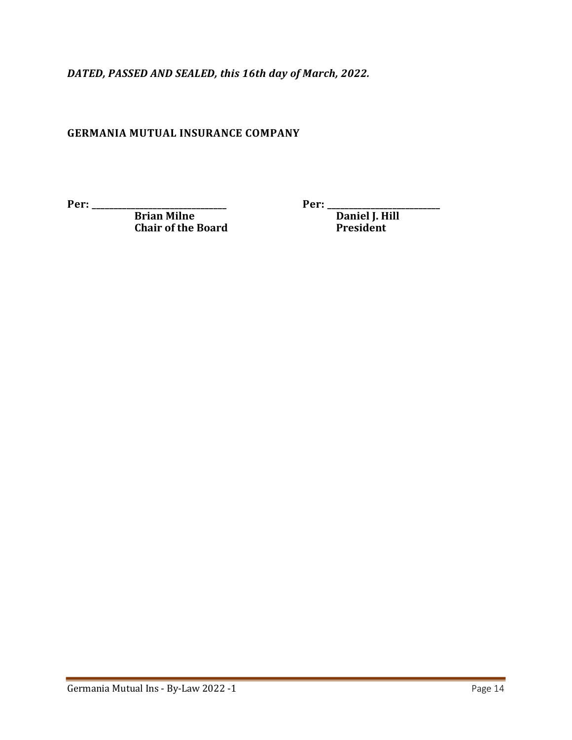***DATED, PASSED AND SEALED, this 16th day of March, 2022.***

**GERMANIA MUTUAL INSURANCE COMPANY**

| | |
|---|---|
| **Per: ______________________________** | **Per: ________________________** |
| **Brian Milne** | **Daniel J. Hill** |
| **Chair of the Board** | **President** |